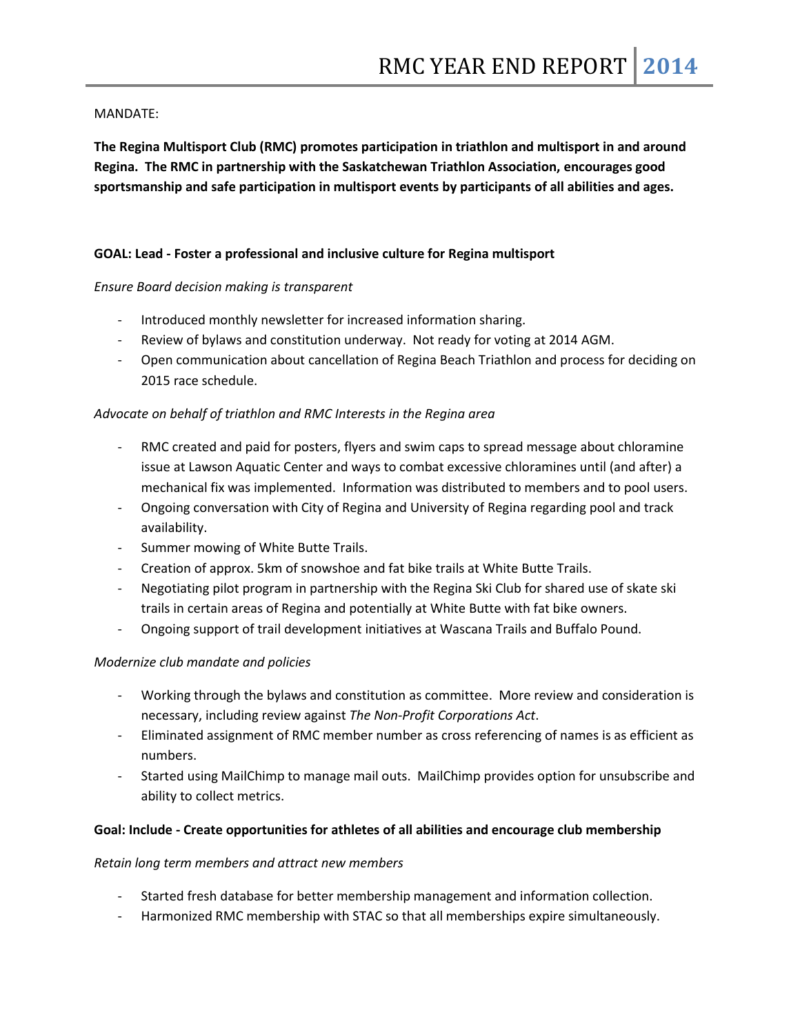# RMC YEAR END REPORT 2014

MANDATE:

**The Regina Multisport Club (RMC) promotes participation in triathlon and multisport in and around Regina. The RMC in partnership with the Saskatchewan Triathlon Association, encourages good sportsmanship and safe participation in multisport events by participants of all abilities and ages.**

## GOAL: Lead - Foster a professional and inclusive culture for Regina multisport

*Ensure Board decision making is transparent*

- Introduced monthly newsletter for increased information sharing.
- Review of bylaws and constitution underway. Not ready for voting at 2014 AGM.
- Open communication about cancellation of Regina Beach Triathlon and process for deciding on 2015 race schedule.

*Advocate on behalf of triathlon and RMC Interests in the Regina area*

- RMC created and paid for posters, flyers and swim caps to spread message about chloramine issue at Lawson Aquatic Center and ways to combat excessive chloramines until (and after) a mechanical fix was implemented. Information was distributed to members and to pool users.
- Ongoing conversation with City of Regina and University of Regina regarding pool and track availability.
- Summer mowing of White Butte Trails.
- Creation of approx. 5km of snowshoe and fat bike trails at White Butte Trails.
- Negotiating pilot program in partnership with the Regina Ski Club for shared use of skate ski trails in certain areas of Regina and potentially at White Butte with fat bike owners.
- Ongoing support of trail development initiatives at Wascana Trails and Buffalo Pound.

*Modernize club mandate and policies*

- Working through the bylaws and constitution as committee. More review and consideration is necessary, including review against *The Non-Profit Corporations Act*.
- Eliminated assignment of RMC member number as cross referencing of names is as efficient as numbers.
- Started using MailChimp to manage mail outs. MailChimp provides option for unsubscribe and ability to collect metrics.

## Goal: Include - Create opportunities for athletes of all abilities and encourage club membership

*Retain long term members and attract new members*

- Started fresh database for better membership management and information collection.
- Harmonized RMC membership with STAC so that all memberships expire simultaneously.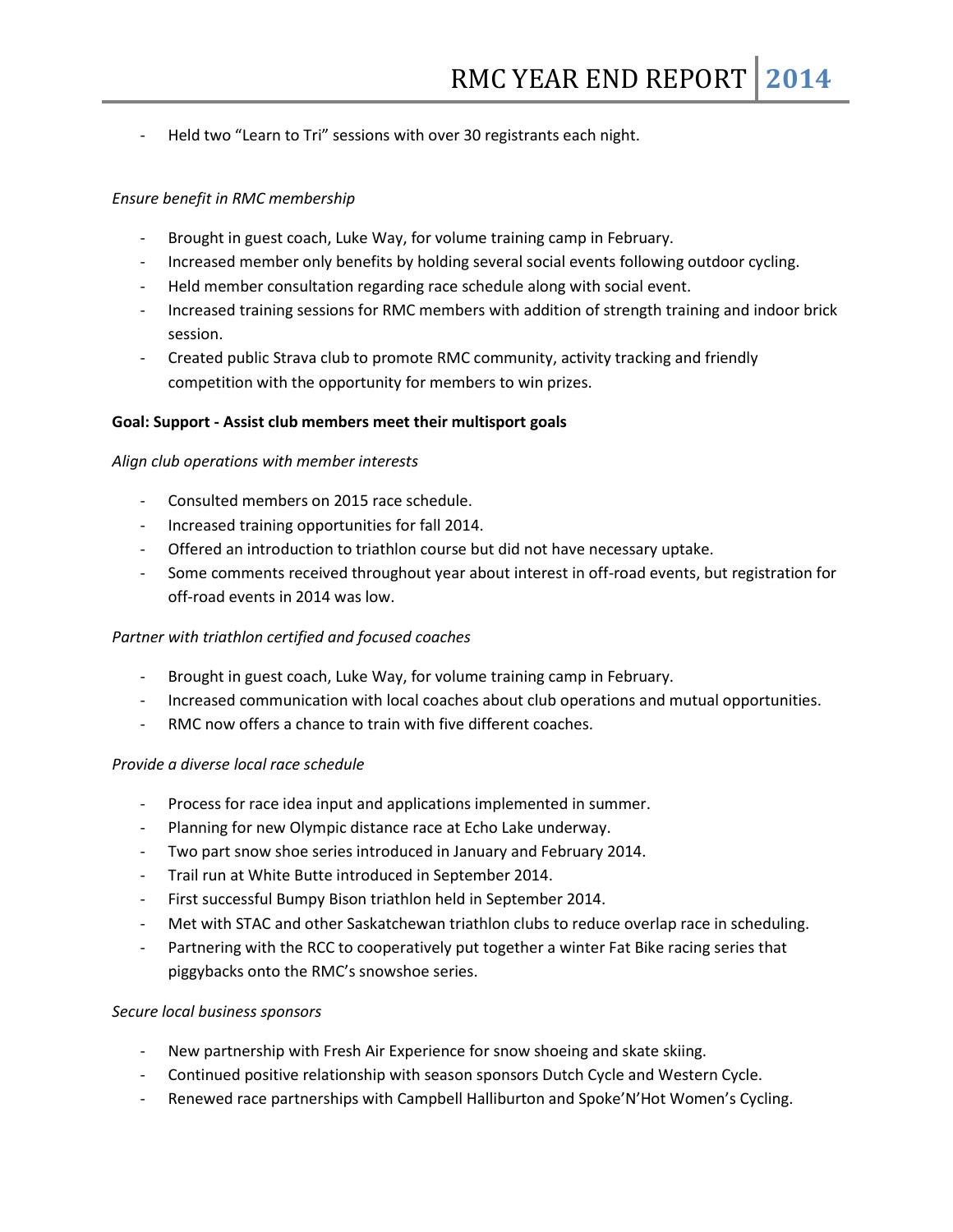- Held two "Learn to Tri" sessions with over 30 registrants each night.

*Ensure benefit in RMC membership*

- Brought in guest coach, Luke Way, for volume training camp in February.
- Increased member only benefits by holding several social events following outdoor cycling.
- Held member consultation regarding race schedule along with social event.
- Increased training sessions for RMC members with addition of strength training and indoor brick session.
- Created public Strava club to promote RMC community, activity tracking and friendly competition with the opportunity for members to win prizes.

**Goal: Support - Assist club members meet their multisport goals**

*Align club operations with member interests*

- Consulted members on 2015 race schedule.
- Increased training opportunities for fall 2014.
- Offered an introduction to triathlon course but did not have necessary uptake.
- Some comments received throughout year about interest in off-road events, but registration for off-road events in 2014 was low.

*Partner with triathlon certified and focused coaches*

- Brought in guest coach, Luke Way, for volume training camp in February.
- Increased communication with local coaches about club operations and mutual opportunities.
- RMC now offers a chance to train with five different coaches.

*Provide a diverse local race schedule*

- Process for race idea input and applications implemented in summer.
- Planning for new Olympic distance race at Echo Lake underway.
- Two part snow shoe series introduced in January and February 2014.
- Trail run at White Butte introduced in September 2014.
- First successful Bumpy Bison triathlon held in September 2014.
- Met with STAC and other Saskatchewan triathlon clubs to reduce overlap race in scheduling.
- Partnering with the RCC to cooperatively put together a winter Fat Bike racing series that piggybacks onto the RMC's snowshoe series.

*Secure local business sponsors*

- New partnership with Fresh Air Experience for snow shoeing and skate skiing.
- Continued positive relationship with season sponsors Dutch Cycle and Western Cycle.
- Renewed race partnerships with Campbell Halliburton and Spoke'N'Hot Women's Cycling.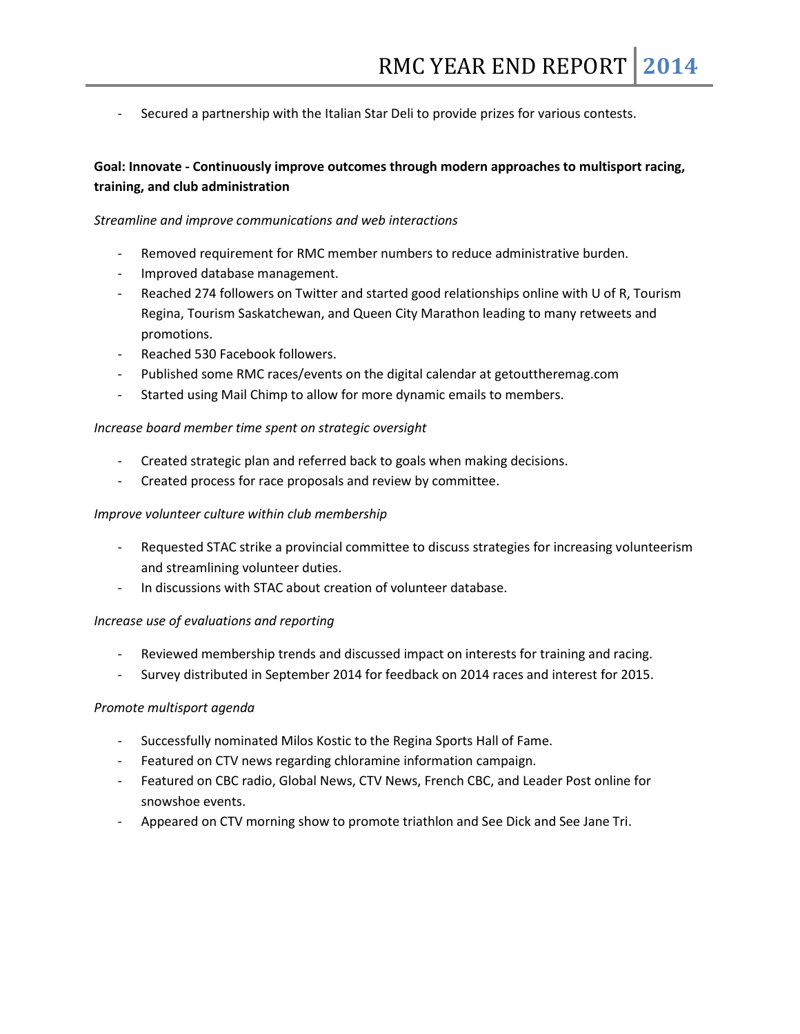- Secured a partnership with the Italian Star Deli to provide prizes for various contests.

**Goal: Innovate - Continuously improve outcomes through modern approaches to multisport racing, training, and club administration**

*Streamline and improve communications and web interactions*

- Removed requirement for RMC member numbers to reduce administrative burden.
- Improved database management.
- Reached 274 followers on Twitter and started good relationships online with U of R, Tourism Regina, Tourism Saskatchewan, and Queen City Marathon leading to many retweets and promotions.
- Reached 530 Facebook followers.
- Published some RMC races/events on the digital calendar at getouttheremag.com
- Started using Mail Chimp to allow for more dynamic emails to members.

*Increase board member time spent on strategic oversight*

- Created strategic plan and referred back to goals when making decisions.
- Created process for race proposals and review by committee.

*Improve volunteer culture within club membership*

- Requested STAC strike a provincial committee to discuss strategies for increasing volunteerism and streamlining volunteer duties.
- In discussions with STAC about creation of volunteer database.

*Increase use of evaluations and reporting*

- Reviewed membership trends and discussed impact on interests for training and racing.
- Survey distributed in September 2014 for feedback on 2014 races and interest for 2015.

*Promote multisport agenda*

- Successfully nominated Milos Kostic to the Regina Sports Hall of Fame.
- Featured on CTV news regarding chloramine information campaign.
- Featured on CBC radio, Global News, CTV News, French CBC, and Leader Post online for snowshoe events.
- Appeared on CTV morning show to promote triathlon and See Dick and See Jane Tri.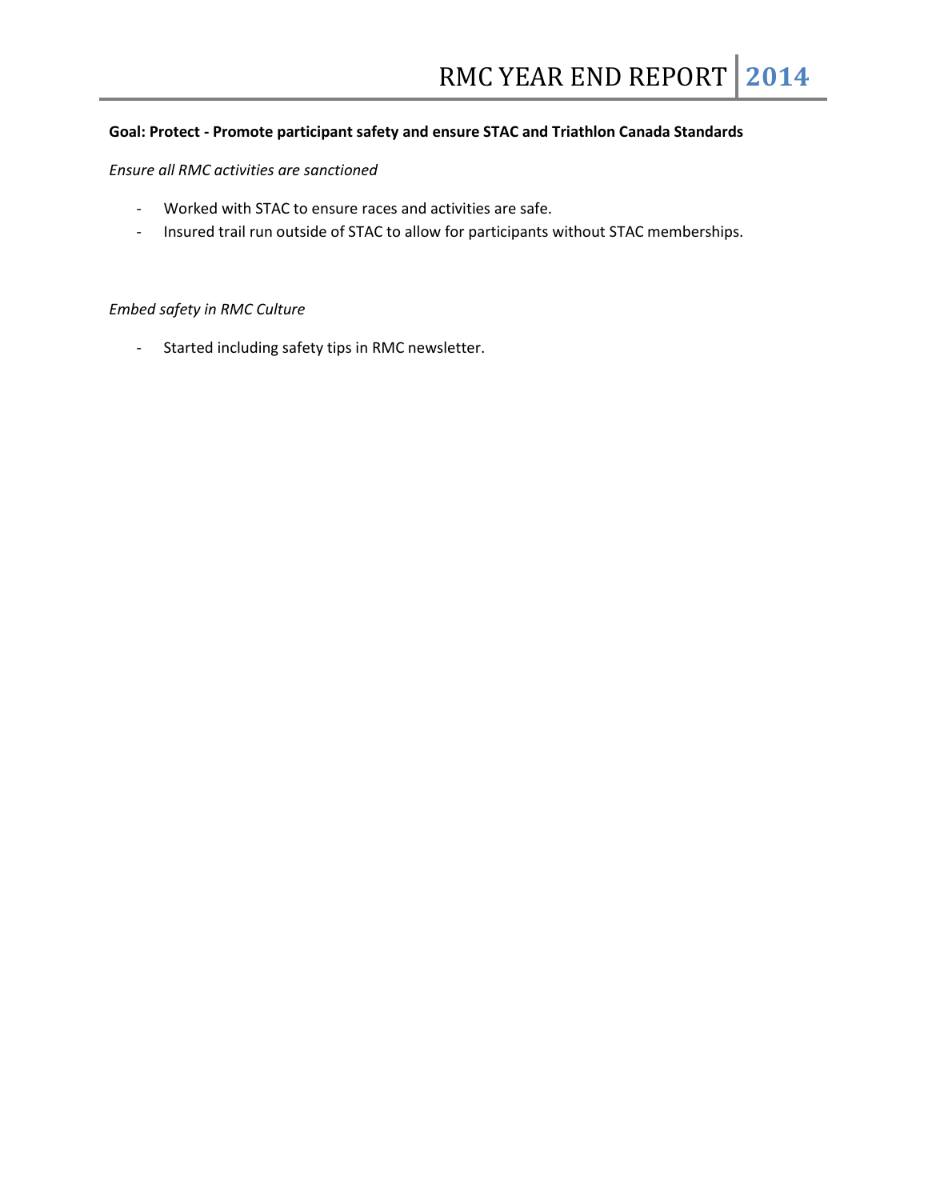**Goal: Protect - Promote participant safety and ensure STAC and Triathlon Canada Standards**

*Ensure all RMC activities are sanctioned*

- Worked with STAC to ensure races and activities are safe.
- Insured trail run outside of STAC to allow for participants without STAC memberships.

*Embed safety in RMC Culture*

- Started including safety tips in RMC newsletter.